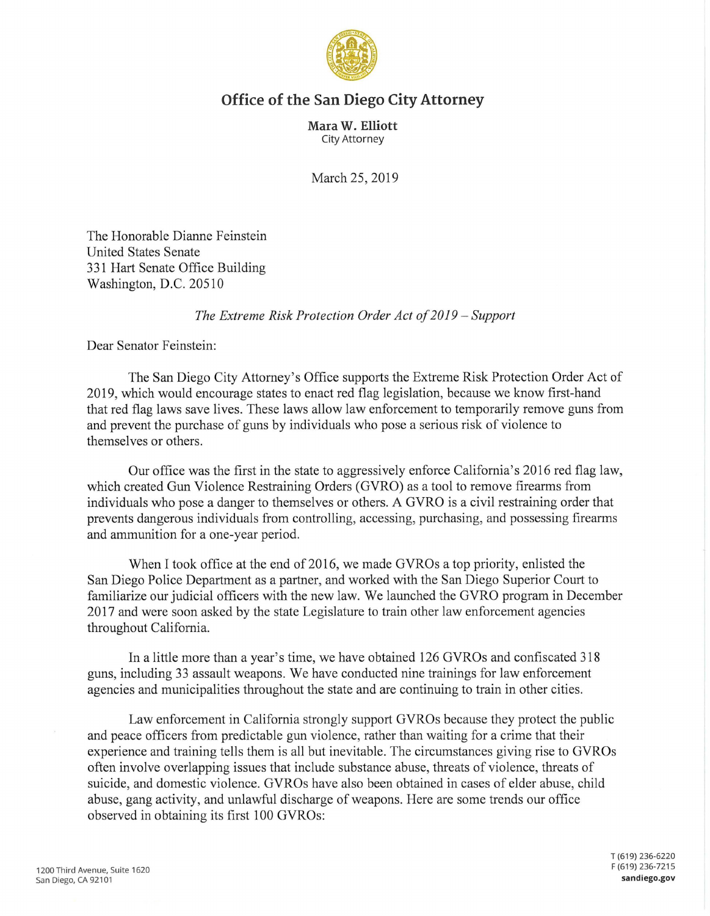# Office of the San Diego City Attorney

**Mara W. Elliott**
City Attorney

March 25, 2019

The Honorable Dianne Feinstein
United States Senate
331 Hart Senate Office Building
Washington, D.C. 20510

*The Extreme Risk Protection Order Act of 2019 – Support*

Dear Senator Feinstein:

The San Diego City Attorney's Office supports the Extreme Risk Protection Order Act of 2019, which would encourage states to enact red flag legislation, because we know first-hand that red flag laws save lives. These laws allow law enforcement to temporarily remove guns from and prevent the purchase of guns by individuals who pose a serious risk of violence to themselves or others.

Our office was the first in the state to aggressively enforce California's 2016 red flag law, which created Gun Violence Restraining Orders (GVRO) as a tool to remove firearms from individuals who pose a danger to themselves or others. A GVRO is a civil restraining order that prevents dangerous individuals from controlling, accessing, purchasing, and possessing firearms and ammunition for a one-year period.

When I took office at the end of 2016, we made GVROs a top priority, enlisted the San Diego Police Department as a partner, and worked with the San Diego Superior Court to familiarize our judicial officers with the new law. We launched the GVRO program in December 2017 and were soon asked by the state Legislature to train other law enforcement agencies throughout California.

In a little more than a year's time, we have obtained 126 GVROs and confiscated 318 guns, including 33 assault weapons. We have conducted nine trainings for law enforcement agencies and municipalities throughout the state and are continuing to train in other cities.

Law enforcement in California strongly support GVROs because they protect the public and peace officers from predictable gun violence, rather than waiting for a crime that their experience and training tells them is all but inevitable. The circumstances giving rise to GVROs often involve overlapping issues that include substance abuse, threats of violence, threats of suicide, and domestic violence. GVROs have also been obtained in cases of elder abuse, child abuse, gang activity, and unlawful discharge of weapons. Here are some trends our office observed in obtaining its first 100 GVROs:

1200 Third Avenue, Suite 1620
San Diego, CA 92101

T (619) 236-6220
F (619) 236-7215
**sandiego.gov**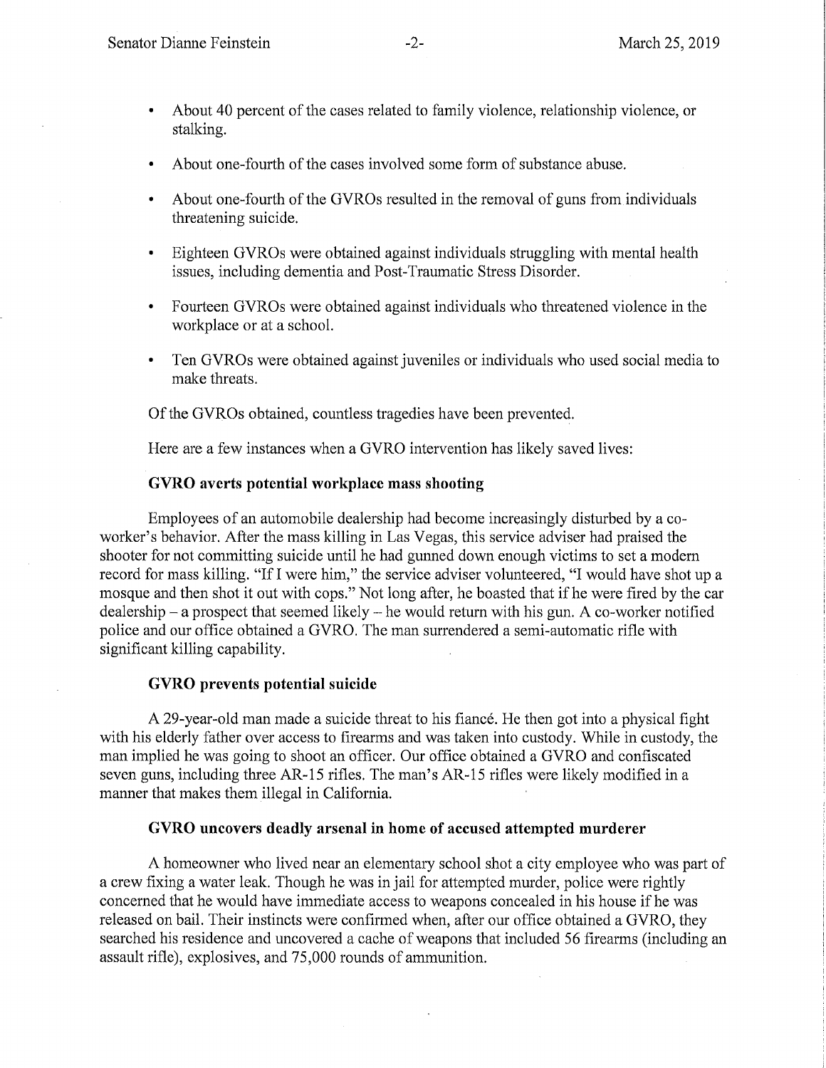- About 40 percent of the cases related to family violence, relationship violence, or stalking.
- About one-fourth of the cases involved some form of substance abuse.
- About one-fourth of the GVROs resulted in the removal of guns from individuals threatening suicide.
- Eighteen GVROs were obtained against individuals struggling with mental health issues, including dementia and Post-Traumatic Stress Disorder.
- Fourteen GVROs were obtained against individuals who threatened violence in the workplace or at a school.
- Ten GVROs were obtained against juveniles or individuals who used social media to make threats.

Of the GVROs obtained, countless tragedies have been prevented.

Here are a few instances when a GVRO intervention has likely saved lives:

**GVRO averts potential workplace mass shooting**

Employees of an automobile dealership had become increasingly disturbed by a co-worker's behavior. After the mass killing in Las Vegas, this service adviser had praised the shooter for not committing suicide until he had gunned down enough victims to set a modern record for mass killing. "If I were him," the service adviser volunteered, "I would have shot up a mosque and then shot it out with cops." Not long after, he boasted that if he were fired by the car dealership – a prospect that seemed likely – he would return with his gun. A co-worker notified police and our office obtained a GVRO. The man surrendered a semi-automatic rifle with significant killing capability.

**GVRO prevents potential suicide**

A 29-year-old man made a suicide threat to his fiancé. He then got into a physical fight with his elderly father over access to firearms and was taken into custody. While in custody, the man implied he was going to shoot an officer. Our office obtained a GVRO and confiscated seven guns, including three AR-15 rifles. The man's AR-15 rifles were likely modified in a manner that makes them illegal in California.

**GVRO uncovers deadly arsenal in home of accused attempted murderer**

A homeowner who lived near an elementary school shot a city employee who was part of a crew fixing a water leak. Though he was in jail for attempted murder, police were rightly concerned that he would have immediate access to weapons concealed in his house if he was released on bail. Their instincts were confirmed when, after our office obtained a GVRO, they searched his residence and uncovered a cache of weapons that included 56 firearms (including an assault rifle), explosives, and 75,000 rounds of ammunition.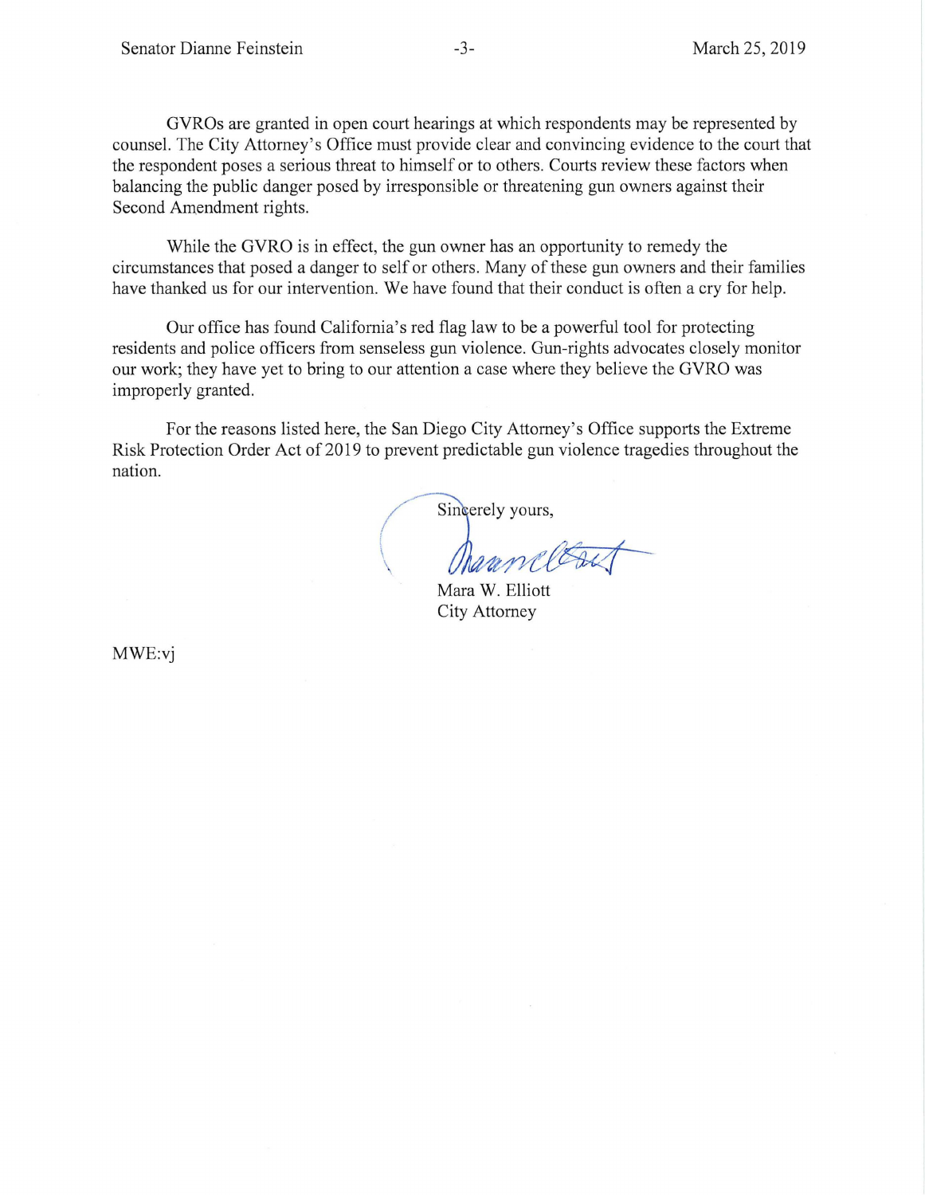GVROs are granted in open court hearings at which respondents may be represented by counsel. The City Attorney's Office must provide clear and convincing evidence to the court that the respondent poses a serious threat to himself or to others. Courts review these factors when balancing the public danger posed by irresponsible or threatening gun owners against their Second Amendment rights.

While the GVRO is in effect, the gun owner has an opportunity to remedy the circumstances that posed a danger to self or others. Many of these gun owners and their families have thanked us for our intervention. We have found that their conduct is often a cry for help.

Our office has found California's red flag law to be a powerful tool for protecting residents and police officers from senseless gun violence. Gun-rights advocates closely monitor our work; they have yet to bring to our attention a case where they believe the GVRO was improperly granted.

For the reasons listed here, the San Diego City Attorney's Office supports the Extreme Risk Protection Order Act of 2019 to prevent predictable gun violence tragedies throughout the nation.

Sincerely yours,

Mara W. Elliott
City Attorney

MWE:vj